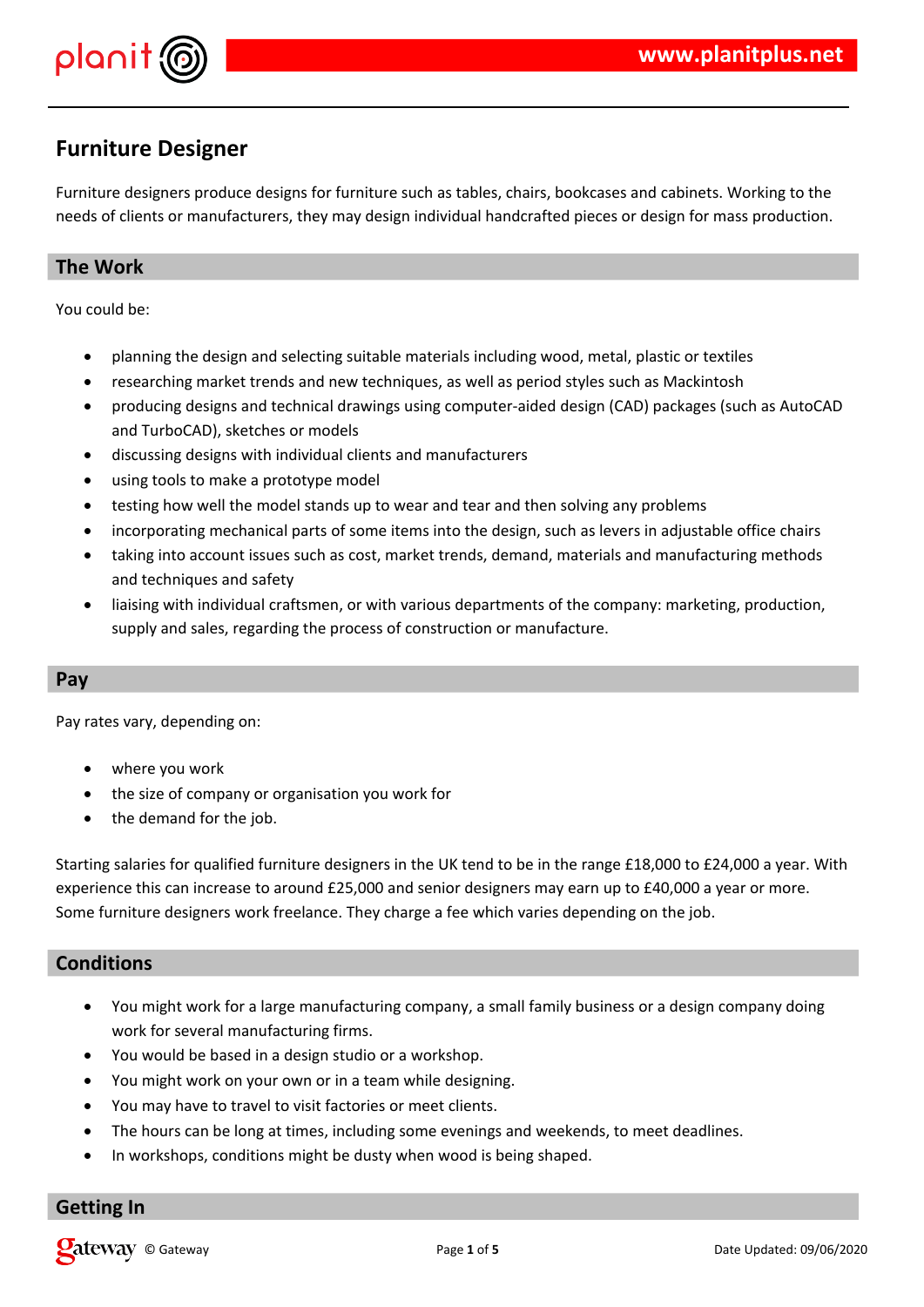# Furniture Designer

Furniture designers produce designs for furniture such as tables, chairs, bookcases and cabinets. Working to the needs of clients or manufacturers, they may design individual handcrafted pieces or design for mass production.

## The Work

You could be:

- planning the design and selecting suitable materials including wood, metal, plastic or textiles
- researching market trends and new techniques, as well as period styles such as Mackintosh
- producing designs and technical drawings using computer-aided design (CAD) packages (such as AutoCAD and TurboCAD), sketches or models
- discussing designs with individual clients and manufacturers
- using tools to make a prototype model
- testing how well the model stands up to wear and tear and then solving any problems
- incorporating mechanical parts of some items into the design, such as levers in adjustable office chairs
- taking into account issues such as cost, market trends, demand, materials and manufacturing methods and techniques and safety
- liaising with individual craftsmen, or with various departments of the company: marketing, production, supply and sales, regarding the process of construction or manufacture.

## Pay

Pay rates vary, depending on:

- where you work
- the size of company or organisation you work for
- the demand for the job.

Starting salaries for qualified furniture designers in the UK tend to be in the range £18,000 to £24,000 a year. With experience this can increase to around £25,000 and senior designers may earn up to £40,000 a year or more. Some furniture designers work freelance. They charge a fee which varies depending on the job.

## Conditions

- You might work for a large manufacturing company, a small family business or a design company doing work for several manufacturing firms.
- You would be based in a design studio or a workshop.
- You might work on your own or in a team while designing.
- You may have to travel to visit factories or meet clients.
- The hours can be long at times, including some evenings and weekends, to meet deadlines.
- In workshops, conditions might be dusty when wood is being shaped.

## Getting In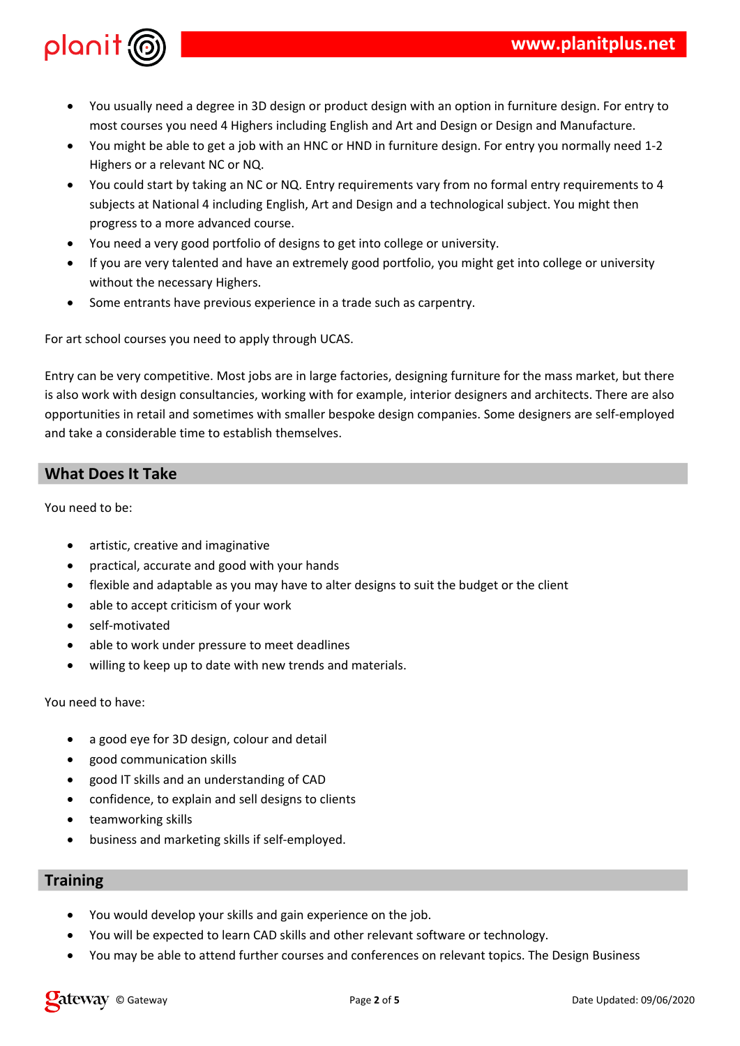- You usually need a degree in 3D design or product design with an option in furniture design. For entry to most courses you need 4 Highers including English and Art and Design or Design and Manufacture.
- You might be able to get a job with an HNC or HND in furniture design. For entry you normally need 1-2 Highers or a relevant NC or NQ.
- You could start by taking an NC or NQ. Entry requirements vary from no formal entry requirements to 4 subjects at National 4 including English, Art and Design and a technological subject. You might then progress to a more advanced course.
- You need a very good portfolio of designs to get into college or university.
- If you are very talented and have an extremely good portfolio, you might get into college or university without the necessary Highers.
- Some entrants have previous experience in a trade such as carpentry.

For art school courses you need to apply through UCAS.

Entry can be very competitive. Most jobs are in large factories, designing furniture for the mass market, but there is also work with design consultancies, working with for example, interior designers and architects. There are also opportunities in retail and sometimes with smaller bespoke design companies. Some designers are self-employed and take a considerable time to establish themselves.

## What Does It Take

You need to be:

- artistic, creative and imaginative
- practical, accurate and good with your hands
- flexible and adaptable as you may have to alter designs to suit the budget or the client
- able to accept criticism of your work
- self-motivated
- able to work under pressure to meet deadlines
- willing to keep up to date with new trends and materials.

You need to have:

- a good eye for 3D design, colour and detail
- good communication skills
- good IT skills and an understanding of CAD
- confidence, to explain and sell designs to clients
- teamworking skills
- business and marketing skills if self-employed.

## Training

- You would develop your skills and gain experience on the job.
- You will be expected to learn CAD skills and other relevant software or technology.
- You may be able to attend further courses and conferences on relevant topics. The Design Business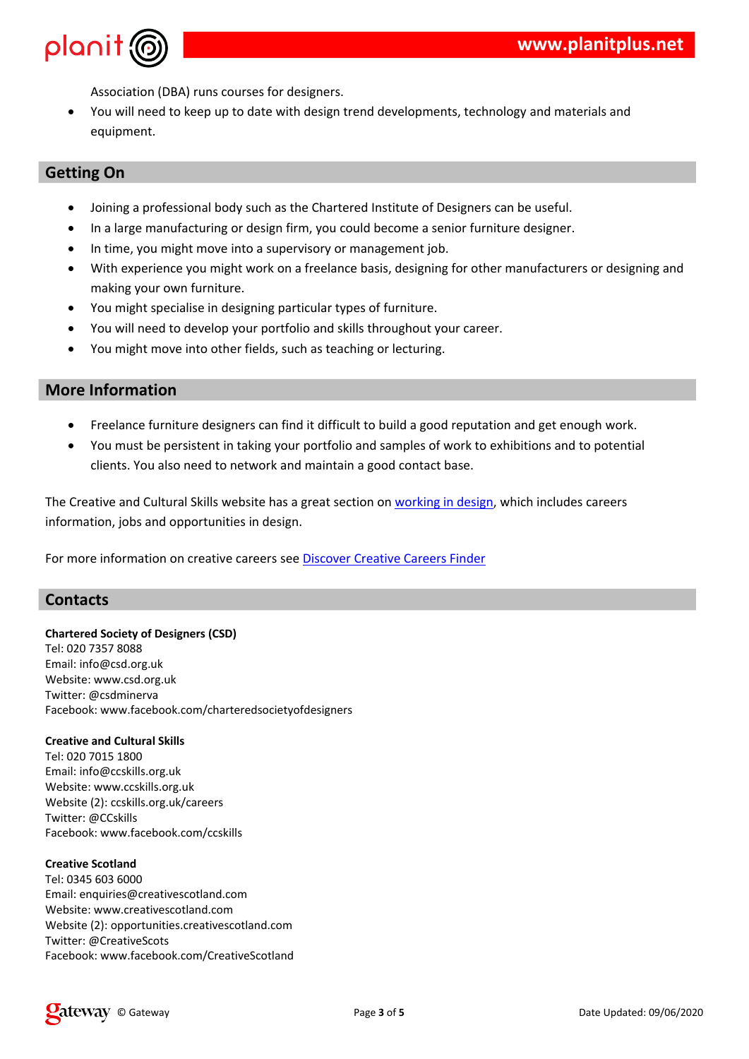Association (DBA) runs courses for designers.

- You will need to keep up to date with design trend developments, technology and materials and equipment.

## Getting On

- Joining a professional body such as the Chartered Institute of Designers can be useful.
- In a large manufacturing or design firm, you could become a senior furniture designer.
- In time, you might move into a supervisory or management job.
- With experience you might work on a freelance basis, designing for other manufacturers or designing and making your own furniture.
- You might specialise in designing particular types of furniture.
- You will need to develop your portfolio and skills throughout your career.
- You might move into other fields, such as teaching or lecturing.

## More Information

- Freelance furniture designers can find it difficult to build a good reputation and get enough work.
- You must be persistent in taking your portfolio and samples of work to exhibitions and to potential clients. You also need to network and maintain a good contact base.

The Creative and Cultural Skills website has a great section on working in design, which includes careers information, jobs and opportunities in design.

For more information on creative careers see Discover Creative Careers Finder

## Contacts

**Chartered Society of Designers (CSD)**
Tel: 020 7357 8088
Email: info@csd.org.uk
Website: www.csd.org.uk
Twitter: @csdminerva
Facebook: www.facebook.com/charteredsocietyofdesigners

**Creative and Cultural Skills**
Tel: 020 7015 1800
Email: info@ccskills.org.uk
Website: www.ccskills.org.uk
Website (2): ccskills.org.uk/careers
Twitter: @CCskills
Facebook: www.facebook.com/ccskills

**Creative Scotland**
Tel: 0345 603 6000
Email: enquiries@creativescotland.com
Website: www.creativescotland.com
Website (2): opportunities.creativescotland.com
Twitter: @CreativeScots
Facebook: www.facebook.com/CreativeScotland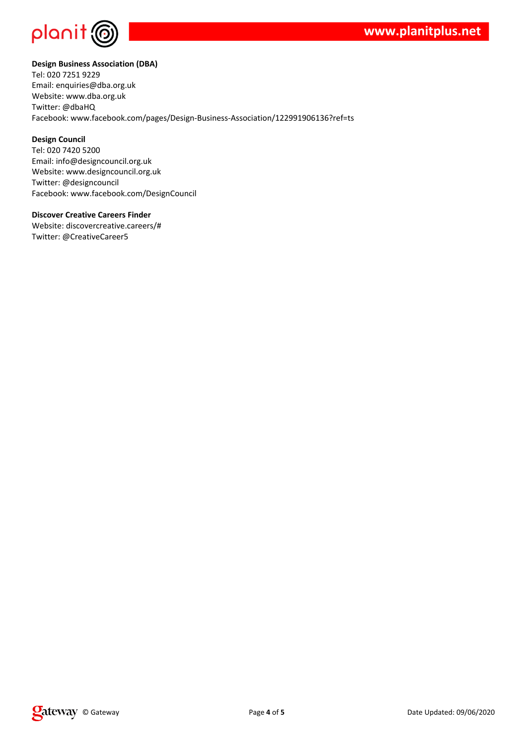**Design Business Association (DBA)**
Tel: 020 7251 9229
Email: enquiries@dba.org.uk
Website: www.dba.org.uk
Twitter: @dbaHQ
Facebook: www.facebook.com/pages/Design-Business-Association/122991906136?ref=ts

**Design Council**
Tel: 020 7420 5200
Email: info@designcouncil.org.uk
Website: www.designcouncil.org.uk
Twitter: @designcouncil
Facebook: www.facebook.com/DesignCouncil

**Discover Creative Careers Finder**
Website: discovercreative.careers/#
Twitter: @CreativeCareer5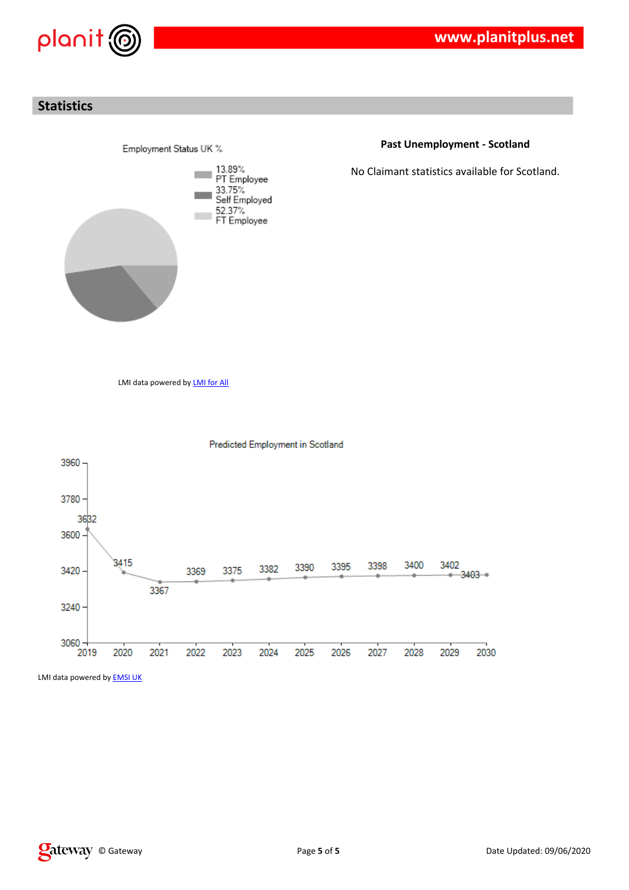## Statistics

Employment Status UK %

13.89%
PT Employee
33.75%
Self Employed
52.37%
FT Employee

LMI data powered by [LMI for All](LMI for All)

**Past Unemployment - Scotland**

No Claimant statistics available for Scotland.

Predicted Employment in Scotland

3960
3780
3600
3420
3240
3060

2019 2020 2021 2022 2023 2024 2025 2026 2027 2028 2029 2030

3632
3415
3367
3369
3375
3382
3390
3395
3398
3400
3402
3403

LMI data powered by [EMSI UK](EMSI UK)